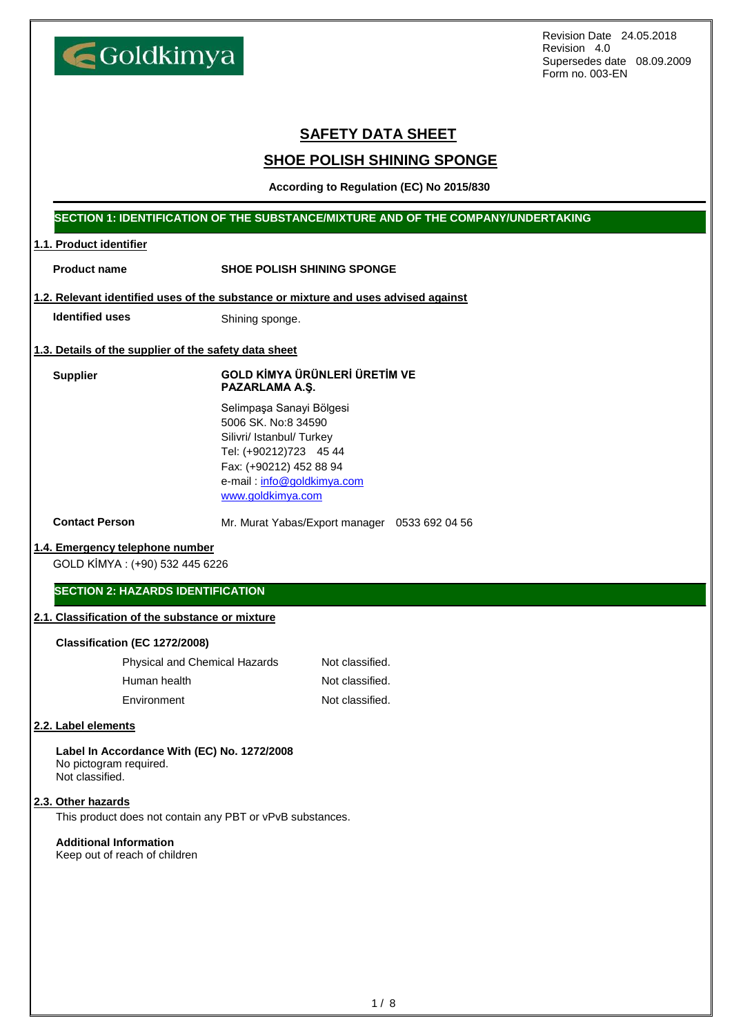Goldkimya

Revision Date 24.05.2018
Revision 4.0
Supersedes date 08.09.2009
Form no. 003-EN

# SAFETY DATA SHEET

## SHOE POLISH SHINING SPONGE

**According to Regulation (EC) No 2015/830**

## SECTION 1: IDENTIFICATION OF THE SUBSTANCE/MIXTURE AND OF THE COMPANY/UNDERTAKING

### 1.1. Product identifier

**Product name** **SHOE POLISH SHINING SPONGE**

### 1.2. Relevant identified uses of the substance or mixture and uses advised against

**Identified uses** Shining sponge.

### 1.3. Details of the supplier of the safety data sheet

**Supplier** **GOLD KİMYA ÜRÜNLERİ ÜRETİM VE PAZARLAMA A.Ş.**

Selimpaşa Sanayi Bölgesi
5006 SK. No:8 34590
Silivri/ Istanbul/ Turkey
Tel: (+90212)723 45 44
Fax: (+90212) 452 88 94
e-mail : info@goldkimya.com
www.goldkimya.com

**Contact Person** Mr. Murat Yabas/Export manager 0533 692 04 56

### 1.4. Emergency telephone number

GOLD KİMYA : (+90) 532 445 6226

## SECTION 2: HAZARDS IDENTIFICATION

### 2.1. Classification of the substance or mixture

**Classification (EC 1272/2008)**

| | |
|---|---|
| Physical and Chemical Hazards | Not classified. |
| Human health | Not classified. |
| Environment | Not classified. |

### 2.2. Label elements

**Label In Accordance With (EC) No. 1272/2008**
No pictogram required.
Not classified.

### 2.3. Other hazards

This product does not contain any PBT or vPvB substances.

**Additional Information**
Keep out of reach of children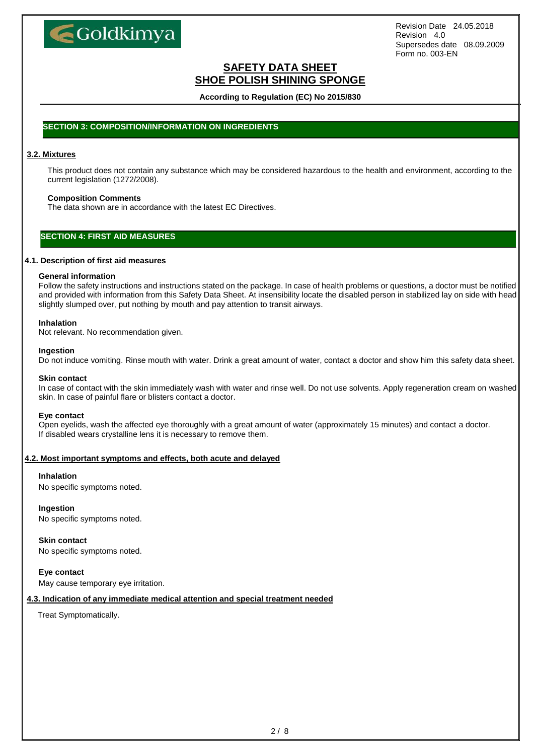## SECTION 3: COMPOSITION/INFORMATION ON INGREDIENTS

### 3.2. Mixtures

This product does not contain any substance which may be considered hazardous to the health and environment, according to the current legislation (1272/2008).

**Composition Comments**

The data shown are in accordance with the latest EC Directives.

## SECTION 4: FIRST AID MEASURES

### 4.1. Description of first aid measures

**General information**

Follow the safety instructions and instructions stated on the package. In case of health problems or questions, a doctor must be notified and provided with information from this Safety Data Sheet. At insensibility locate the disabled person in stabilized lay on side with head slightly slumped over, put nothing by mouth and pay attention to transit airways.

**Inhalation**

Not relevant. No recommendation given.

**Ingestion**

Do not induce vomiting. Rinse mouth with water. Drink a great amount of water, contact a doctor and show him this safety data sheet.

**Skin contact**

In case of contact with the skin immediately wash with water and rinse well. Do not use solvents. Apply regeneration cream on washed skin. In case of painful flare or blisters contact a doctor.

**Eye contact**

Open eyelids, wash the affected eye thoroughly with a great amount of water (approximately 15 minutes) and contact a doctor.
If disabled wears crystalline lens it is necessary to remove them.

### 4.2. Most important symptoms and effects, both acute and delayed

**Inhalation**

No specific symptoms noted.

**Ingestion**

No specific symptoms noted.

**Skin contact**

No specific symptoms noted.

**Eye contact**

May cause temporary eye irritation.

### 4.3. Indication of any immediate medical attention and special treatment needed

Treat Symptomatically.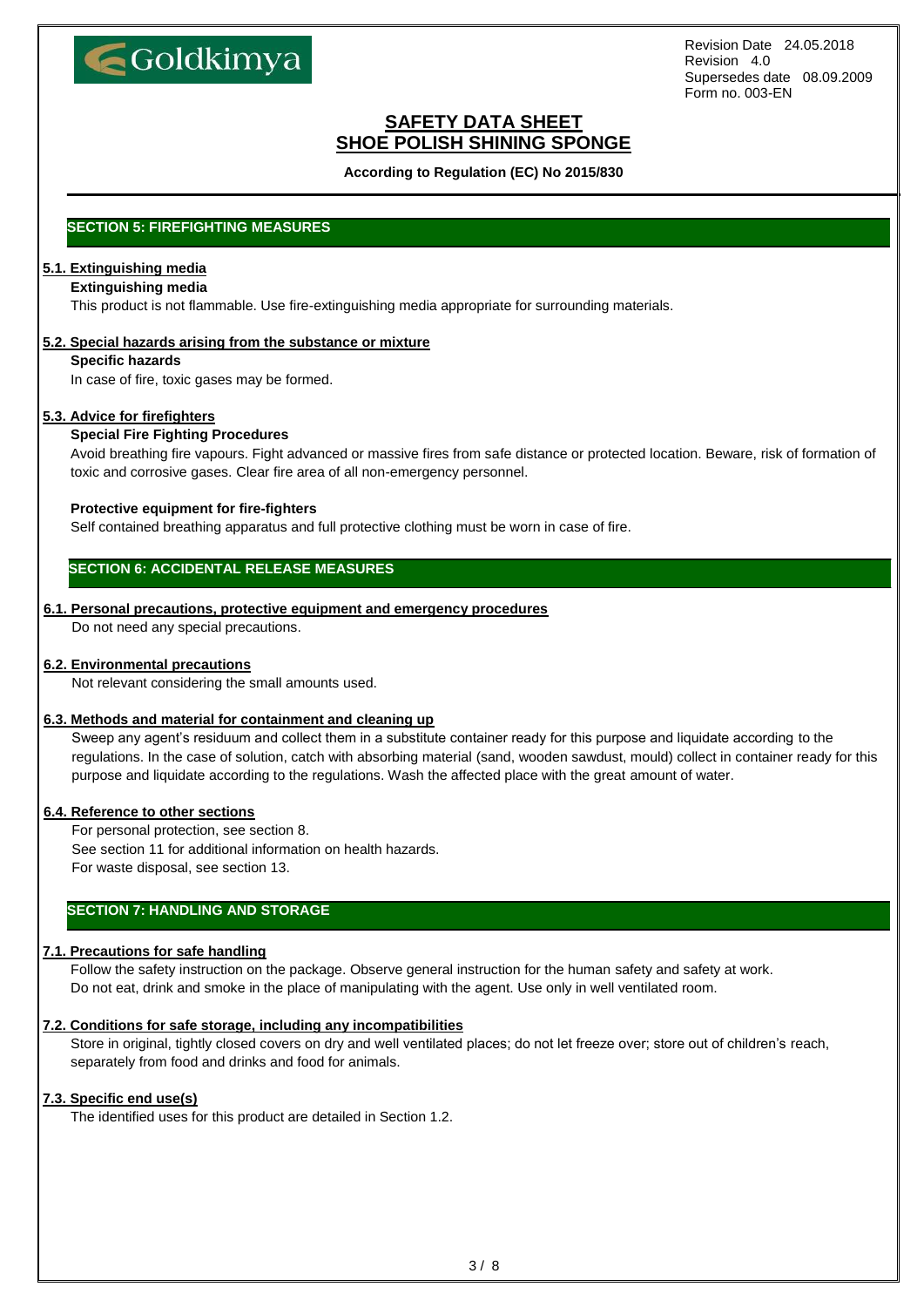## SECTION 5: FIREFIGHTING MEASURES

### 5.1. Extinguishing media

**Extinguishing media**

This product is not flammable. Use fire-extinguishing media appropriate for surrounding materials.

### 5.2. Special hazards arising from the substance or mixture

**Specific hazards**

In case of fire, toxic gases may be formed.

### 5.3. Advice for firefighters

**Special Fire Fighting Procedures**

Avoid breathing fire vapours. Fight advanced or massive fires from safe distance or protected location. Beware, risk of formation of toxic and corrosive gases. Clear fire area of all non-emergency personnel.

**Protective equipment for fire-fighters**

Self contained breathing apparatus and full protective clothing must be worn in case of fire.

## SECTION 6: ACCIDENTAL RELEASE MEASURES

### 6.1. Personal precautions, protective equipment and emergency procedures

Do not need any special precautions.

### 6.2. Environmental precautions

Not relevant considering the small amounts used.

### 6.3. Methods and material for containment and cleaning up

Sweep any agent's residuum and collect them in a substitute container ready for this purpose and liquidate according to the regulations. In the case of solution, catch with absorbing material (sand, wooden sawdust, mould) collect in container ready for this purpose and liquidate according to the regulations. Wash the affected place with the great amount of water.

### 6.4. Reference to other sections

For personal protection, see section 8.
See section 11 for additional information on health hazards.
For waste disposal, see section 13.

## SECTION 7: HANDLING AND STORAGE

### 7.1. Precautions for safe handling

Follow the safety instruction on the package. Observe general instruction for the human safety and safety at work.
Do not eat, drink and smoke in the place of manipulating with the agent. Use only in well ventilated room.

### 7.2. Conditions for safe storage, including any incompatibilities

Store in original, tightly closed covers on dry and well ventilated places; do not let freeze over; store out of children's reach, separately from food and drinks and food for animals.

### 7.3. Specific end use(s)

The identified uses for this product are detailed in Section 1.2.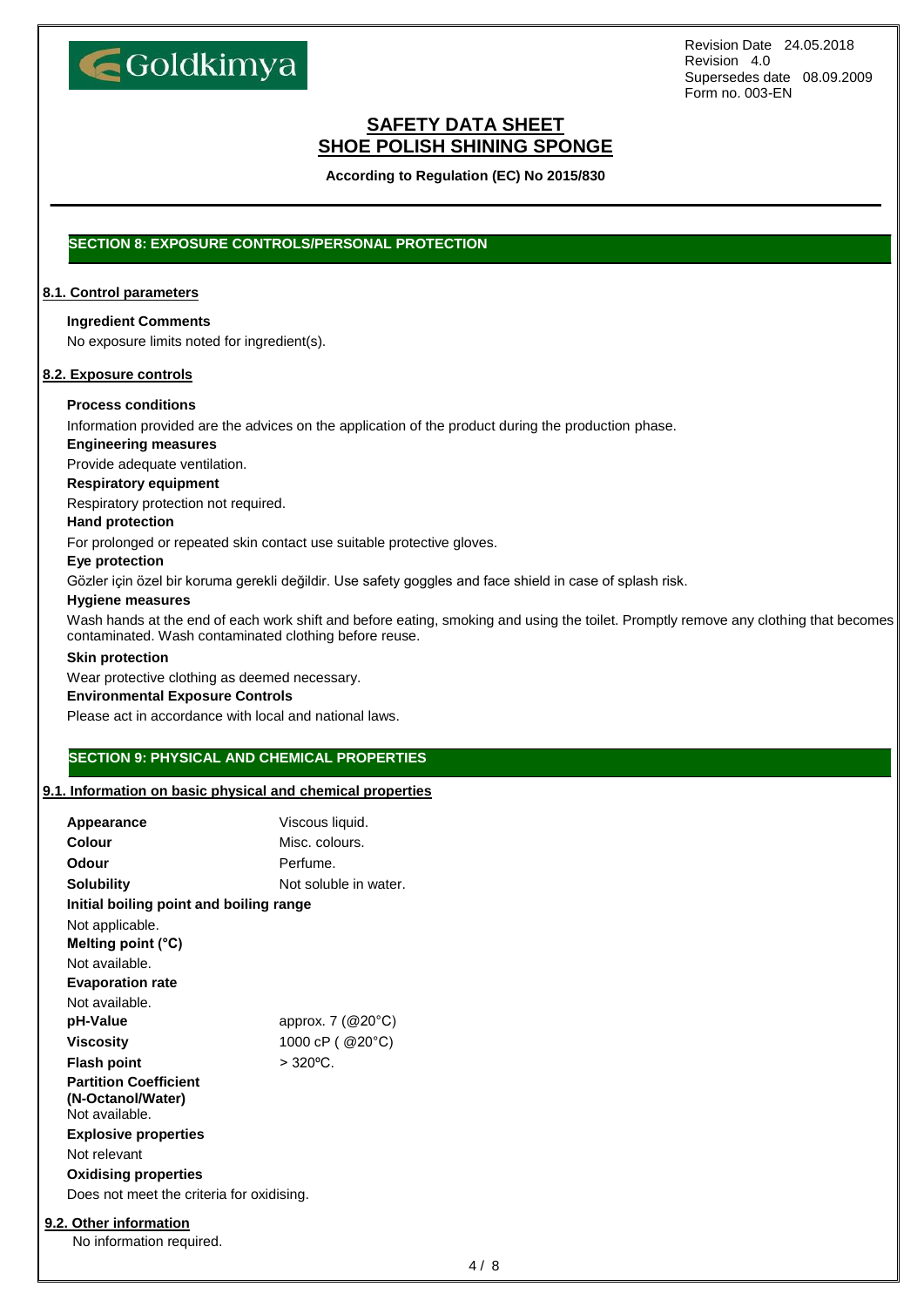# SAFETY DATA SHEET
# SHOE POLISH SHINING SPONGE

**According to Regulation (EC) No 2015/830**

## SECTION 8: EXPOSURE CONTROLS/PERSONAL PROTECTION

### 8.1. Control parameters

**Ingredient Comments**

No exposure limits noted for ingredient(s).

### 8.2. Exposure controls

**Process conditions**

Information provided are the advices on the application of the product during the production phase.

**Engineering measures**

Provide adequate ventilation.

**Respiratory equipment**

Respiratory protection not required.

**Hand protection**

For prolonged or repeated skin contact use suitable protective gloves.

**Eye protection**

Gözler için özel bir koruma gerekli değildir. Use safety goggles and face shield in case of splash risk.

**Hygiene measures**

Wash hands at the end of each work shift and before eating, smoking and using the toilet. Promptly remove any clothing that becomes contaminated. Wash contaminated clothing before reuse.

**Skin protection**

Wear protective clothing as deemed necessary.

**Environmental Exposure Controls**

Please act in accordance with local and national laws.

## SECTION 9: PHYSICAL AND CHEMICAL PROPERTIES

### 9.1. Information on basic physical and chemical properties

| | |
|---|---|
| **Appearance** | Viscous liquid. |
| **Colour** | Misc. colours. |
| **Odour** | Perfume. |
| **Solubility** | Not soluble in water. |

**Initial boiling point and boiling range**

Not applicable.

**Melting point (°C)**

Not available.

**Evaporation rate**

Not available.

| | |
|---|---|
| **pH-Value** | approx. 7 (@20°C) |
| **Viscosity** | 1000 cP ( @20°C) |
| **Flash point** | > 320ºC. |

**Partition Coefficient (N-Octanol/Water)**

Not available.

**Explosive properties**

Not relevant

**Oxidising properties**

Does not meet the criteria for oxidising.

### 9.2. Other information

No information required.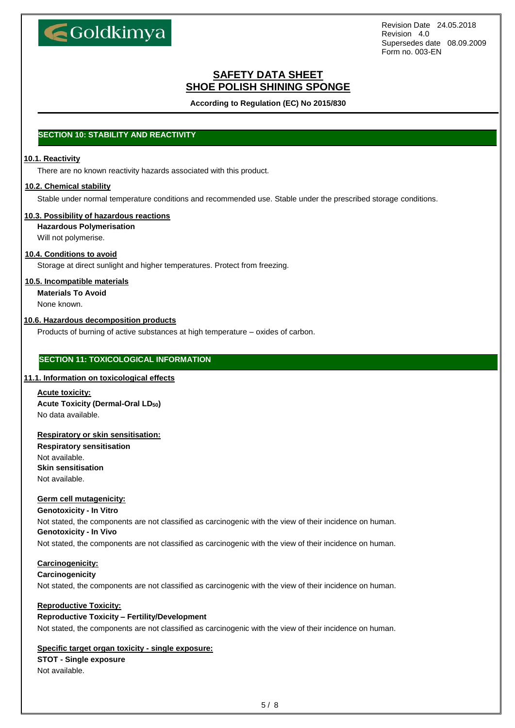## SECTION 10: STABILITY AND REACTIVITY

### 10.1. Reactivity

There are no known reactivity hazards associated with this product.

### 10.2. Chemical stability

Stable under normal temperature conditions and recommended use. Stable under the prescribed storage conditions.

### 10.3. Possibility of hazardous reactions

**Hazardous Polymerisation**

Will not polymerise.

### 10.4. Conditions to avoid

Storage at direct sunlight and higher temperatures. Protect from freezing.

### 10.5. Incompatible materials

**Materials To Avoid**

None known.

### 10.6. Hazardous decomposition products

Products of burning of active substances at high temperature – oxides of carbon.

## SECTION 11: TOXICOLOGICAL INFORMATION

### 11.1. Information on toxicological effects

**Acute toxicity:**

**Acute Toxicity (Dermal-Oral $LD_{50}$)**

No data available.

**Respiratory or skin sensitisation:**

**Respiratory sensitisation**

Not available.

**Skin sensitisation**

Not available.

**Germ cell mutagenicity:**

**Genotoxicity - In Vitro**

Not stated, the components are not classified as carcinogenic with the view of their incidence on human.

**Genotoxicity - In Vivo**

Not stated, the components are not classified as carcinogenic with the view of their incidence on human.

**Carcinogenicity:**

**Carcinogenicity**

Not stated, the components are not classified as carcinogenic with the view of their incidence on human.

**Reproductive Toxicity:**

**Reproductive Toxicity – Fertility/Development**

Not stated, the components are not classified as carcinogenic with the view of their incidence on human.

**Specific target organ toxicity - single exposure:**

**STOT - Single exposure**

Not available.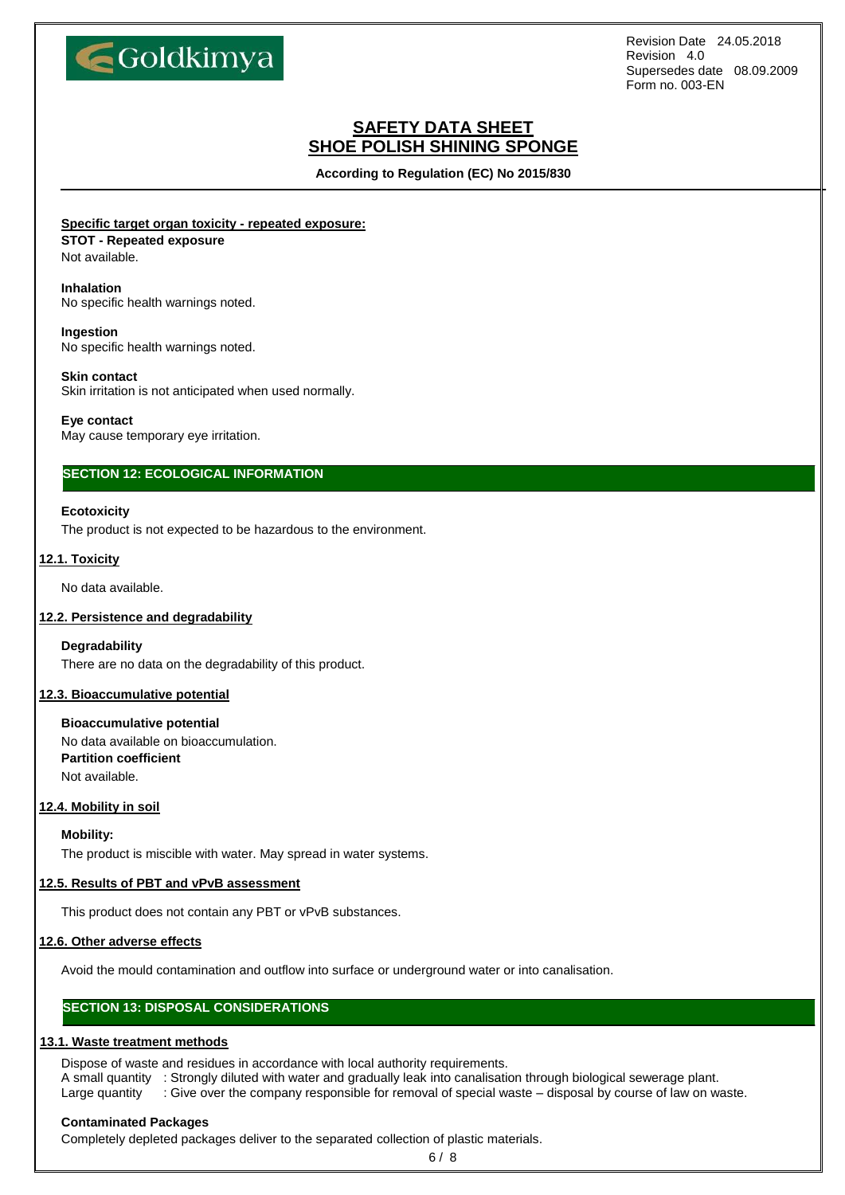**Specific target organ toxicity - repeated exposure:**

**STOT - Repeated exposure**

Not available.

**Inhalation**

No specific health warnings noted.

**Ingestion**

No specific health warnings noted.

**Skin contact**

Skin irritation is not anticipated when used normally.

**Eye contact**

May cause temporary eye irritation.

## SECTION 12: ECOLOGICAL INFORMATION

**Ecotoxicity**

The product is not expected to be hazardous to the environment.

### 12.1. Toxicity

No data available.

### 12.2. Persistence and degradability

**Degradability**

There are no data on the degradability of this product.

### 12.3. Bioaccumulative potential

**Bioaccumulative potential**

No data available on bioaccumulation.

**Partition coefficient**

Not available.

### 12.4. Mobility in soil

**Mobility:**

The product is miscible with water. May spread in water systems.

### 12.5. Results of PBT and vPvB assessment

This product does not contain any PBT or vPvB substances.

### 12.6. Other adverse effects

Avoid the mould contamination and outflow into surface or underground water or into canalisation.

## SECTION 13: DISPOSAL CONSIDERATIONS

### 13.1. Waste treatment methods

Dispose of waste and residues in accordance with local authority requirements.

A small quantity : Strongly diluted with water and gradually leak into canalisation through biological sewerage plant.

Large quantity : Give over the company responsible for removal of special waste – disposal by course of law on waste.

**Contaminated Packages**

Completely depleted packages deliver to the separated collection of plastic materials.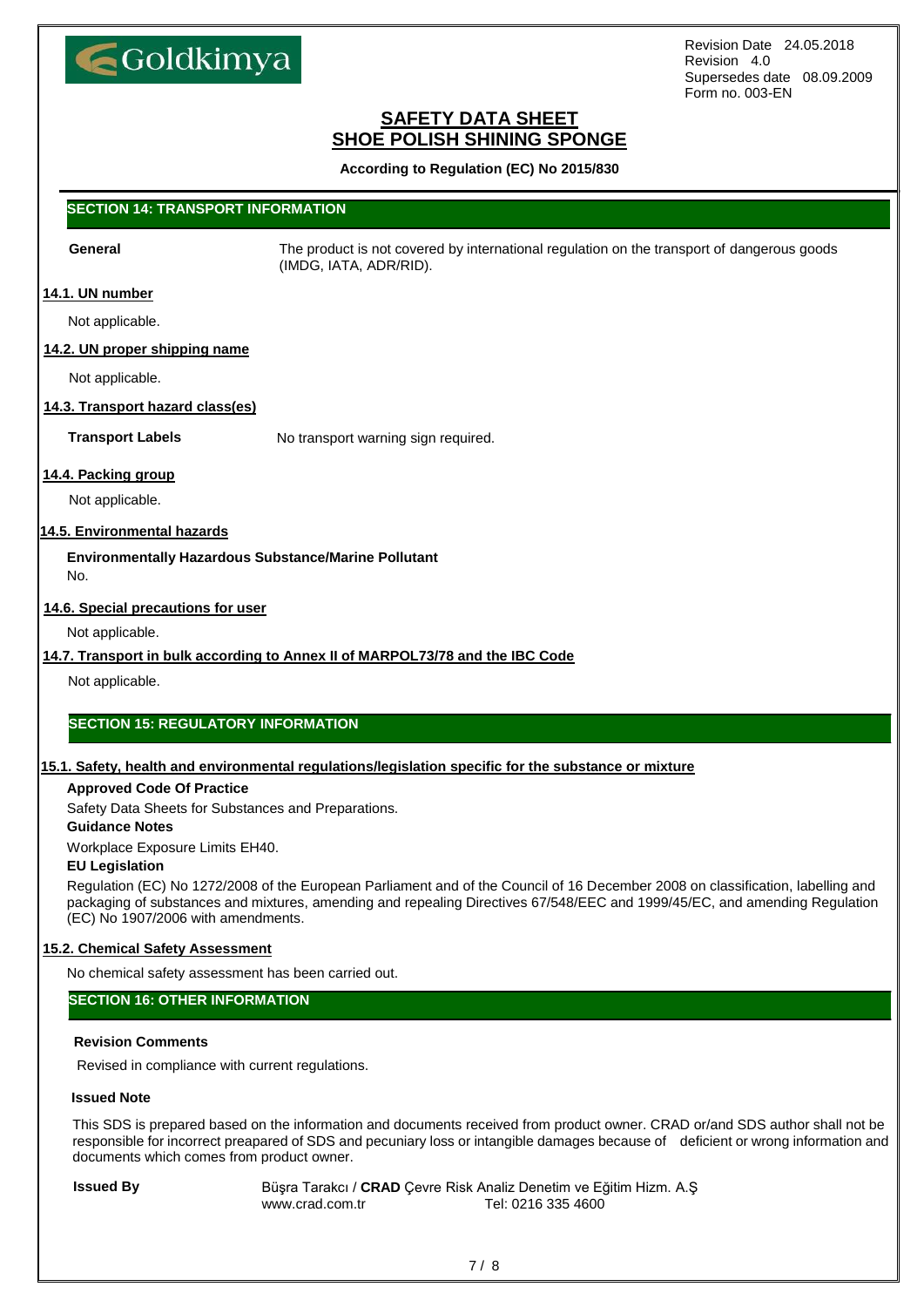## SECTION 14: TRANSPORT INFORMATION

**General** The product is not covered by international regulation on the transport of dangerous goods (IMDG, IATA, ADR/RID).

### 14.1. UN number

Not applicable.

### 14.2. UN proper shipping name

Not applicable.

### 14.3. Transport hazard class(es)

**Transport Labels** No transport warning sign required.

### 14.4. Packing group

Not applicable.

### 14.5. Environmental hazards

**Environmentally Hazardous Substance/Marine Pollutant**

No.

### 14.6. Special precautions for user

Not applicable.

### 14.7. Transport in bulk according to Annex II of MARPOL73/78 and the IBC Code

Not applicable.

## SECTION 15: REGULATORY INFORMATION

### 15.1. Safety, health and environmental regulations/legislation specific for the substance or mixture

**Approved Code Of Practice**

Safety Data Sheets for Substances and Preparations.

**Guidance Notes**

Workplace Exposure Limits EH40.

**EU Legislation**

Regulation (EC) No 1272/2008 of the European Parliament and of the Council of 16 December 2008 on classification, labelling and packaging of substances and mixtures, amending and repealing Directives 67/548/EEC and 1999/45/EC, and amending Regulation (EC) No 1907/2006 with amendments.

### 15.2. Chemical Safety Assessment

No chemical safety assessment has been carried out.

## SECTION 16: OTHER INFORMATION

**Revision Comments**

Revised in compliance with current regulations.

**Issued Note**

This SDS is prepared based on the information and documents received from product owner. CRAD or/and SDS author shall not be responsible for incorrect preapared of SDS and pecuniary loss or intangible damages because of deficient or wrong information and documents which comes from product owner.

**Issued By** Büşra Tarakcı / **CRAD** Çevre Risk Analiz Denetim ve Eğitim Hizm. A.Ş
www.crad.com.tr Tel: 0216 335 4600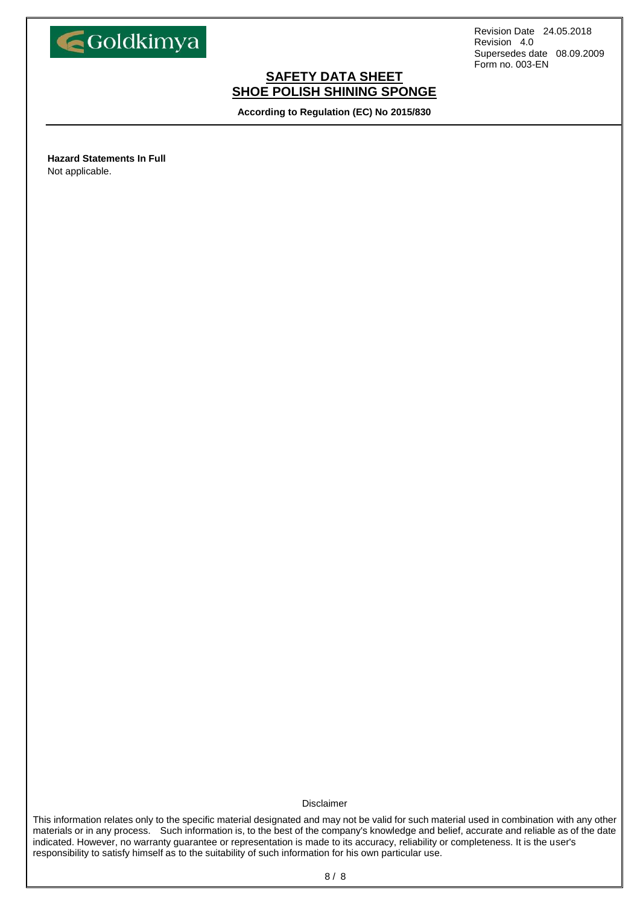**Hazard Statements In Full**

Not applicable.

Disclaimer

This information relates only to the specific material designated and may not be valid for such material used in combination with any other materials or in any process. Such information is, to the best of the company's knowledge and belief, accurate and reliable as of the date indicated. However, no warranty guarantee or representation is made to its accuracy, reliability or completeness. It is the user's responsibility to satisfy himself as to the suitability of such information for his own particular use.